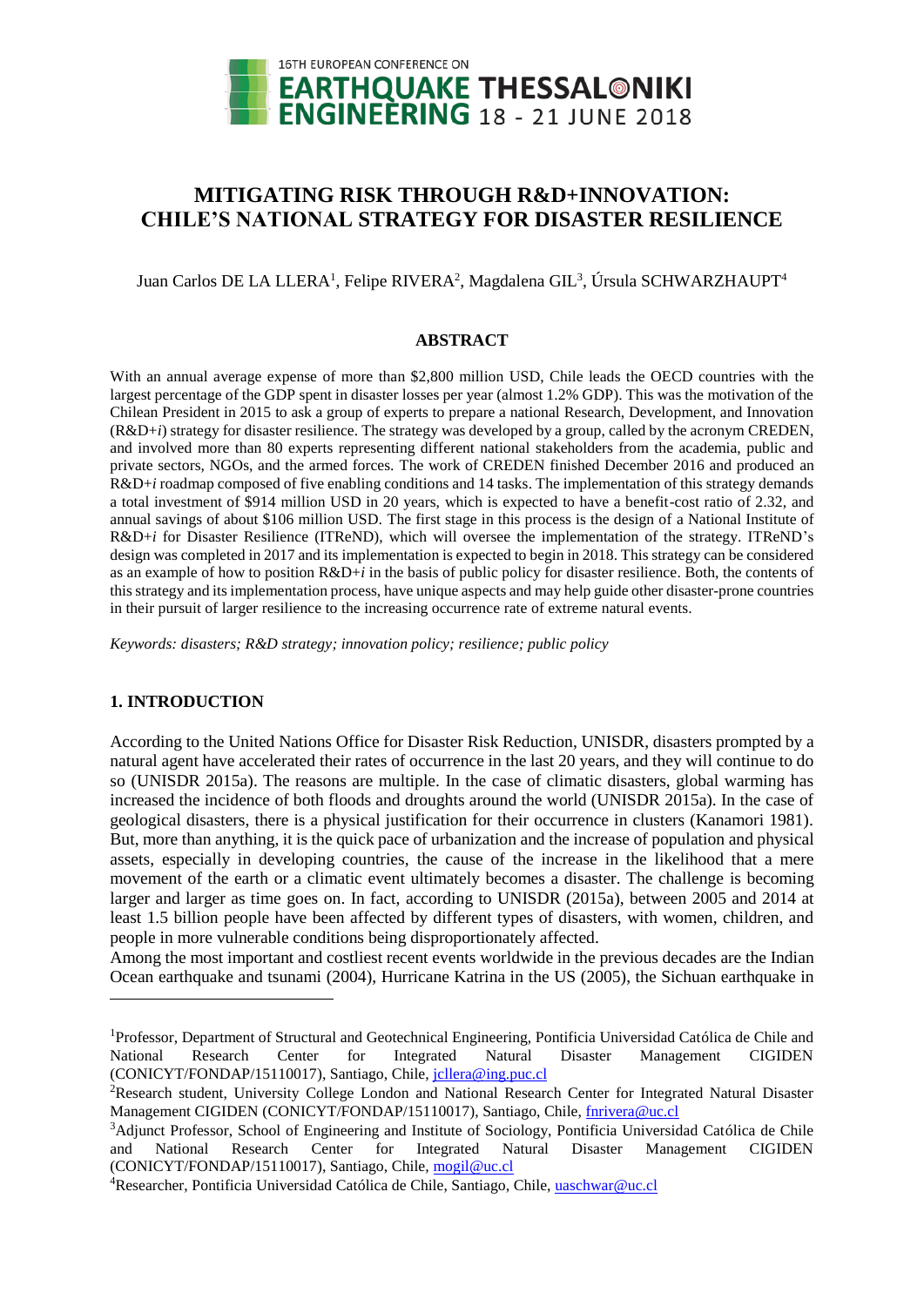# MITIGATING RISK THROUGH R&D+INNOVATION: CHILE'S NATIONAL STRATEGY FOR DISASTER RESILIENCE

Juan Carlos DE LA LLERA[1], Felipe RIVERA[2], Magdalena GIL[3], Úrsula SCHWARZHAUPT[4]

## ABSTRACT

With an annual average expense of more than $2,800 million USD, Chile leads the OECD countries with the largest percentage of the GDP spent in disaster losses per year (almost 1.2% GDP). This was the motivation of the Chilean President in 2015 to ask a group of experts to prepare a national Research, Development, and Innovation (R&D+*i*) strategy for disaster resilience. The strategy was developed by a group, called by the acronym CREDEN, and involved more than 80 experts representing different national stakeholders from the academia, public and private sectors, NGOs, and the armed forces. The work of CREDEN finished December 2016 and produced an R&D+*i* roadmap composed of five enabling conditions and 14 tasks. The implementation of this strategy demands a total investment of $914 million USD in 20 years, which is expected to have a benefit-cost ratio of 2.32, and annual savings of about $106 million USD. The first stage in this process is the design of a National Institute of R&D+*i* for Disaster Resilience (ITReND), which will oversee the implementation of the strategy. ITReND's design was completed in 2017 and its implementation is expected to begin in 2018. This strategy can be considered as an example of how to position R&D+*i* in the basis of public policy for disaster resilience. Both, the contents of this strategy and its implementation process, have unique aspects and may help guide other disaster-prone countries in their pursuit of larger resilience to the increasing occurrence rate of extreme natural events.

*Keywords: disasters; R&D strategy; innovation policy; resilience; public policy*

## 1. INTRODUCTION

According to the United Nations Office for Disaster Risk Reduction, UNISDR, disasters prompted by a natural agent have accelerated their rates of occurrence in the last 20 years, and they will continue to do so (UNISDR 2015a). The reasons are multiple. In the case of climatic disasters, global warming has increased the incidence of both floods and droughts around the world (UNISDR 2015a). In the case of geological disasters, there is a physical justification for their occurrence in clusters (Kanamori 1981). But, more than anything, it is the quick pace of urbanization and the increase of population and physical assets, especially in developing countries, the cause of the increase in the likelihood that a mere movement of the earth or a climatic event ultimately becomes a disaster. The challenge is becoming larger and larger as time goes on. In fact, according to UNISDR (2015a), between 2005 and 2014 at least 1.5 billion people have been affected by different types of disasters, with women, children, and people in more vulnerable conditions being disproportionately affected.

Among the most important and costliest recent events worldwide in the previous decades are the Indian Ocean earthquake and tsunami (2004), Hurricane Katrina in the US (2005), the Sichuan earthquake in

---

[1]Professor, Department of Structural and Geotechnical Engineering, Pontificia Universidad Católica de Chile and National Research Center for Integrated Natural Disaster Management CIGIDEN (CONICYT/FONDAP/15110017), Santiago, Chile, jcllera@ing.puc.cl

[2]Research student, University College London and National Research Center for Integrated Natural Disaster Management CIGIDEN (CONICYT/FONDAP/15110017), Santiago, Chile, fnrivera@uc.cl

[3]Adjunct Professor, School of Engineering and Institute of Sociology, Pontificia Universidad Católica de Chile and National Research Center for Integrated Natural Disaster Management CIGIDEN (CONICYT/FONDAP/15110017), Santiago, Chile, mogil@uc.cl

[4]Researcher, Pontificia Universidad Católica de Chile, Santiago, Chile, uaschwar@uc.cl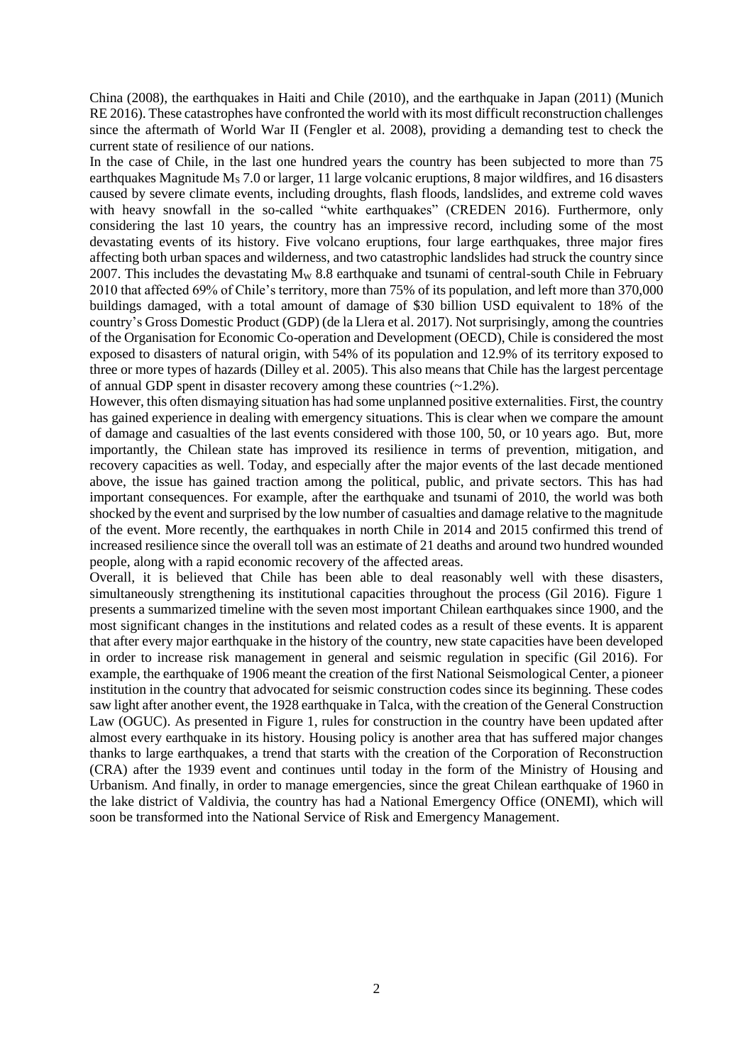China (2008), the earthquakes in Haiti and Chile (2010), and the earthquake in Japan (2011) (Munich RE 2016). These catastrophes have confronted the world with its most difficult reconstruction challenges since the aftermath of World War II (Fengler et al. 2008), providing a demanding test to check the current state of resilience of our nations.

In the case of Chile, in the last one hundred years the country has been subjected to more than 75 earthquakes Magnitude $M_S$ 7.0 or larger, 11 large volcanic eruptions, 8 major wildfires, and 16 disasters caused by severe climate events, including droughts, flash floods, landslides, and extreme cold waves with heavy snowfall in the so-called "white earthquakes" (CREDEN 2016). Furthermore, only considering the last 10 years, the country has an impressive record, including some of the most devastating events of its history. Five volcano eruptions, four large earthquakes, three major fires affecting both urban spaces and wilderness, and two catastrophic landslides had struck the country since 2007. This includes the devastating $M_W$ 8.8 earthquake and tsunami of central-south Chile in February 2010 that affected 69% of Chile's territory, more than 75% of its population, and left more than 370,000 buildings damaged, with a total amount of damage of $30 billion USD equivalent to 18% of the country's Gross Domestic Product (GDP) (de la Llera et al. 2017). Not surprisingly, among the countries of the Organisation for Economic Co-operation and Development (OECD), Chile is considered the most exposed to disasters of natural origin, with 54% of its population and 12.9% of its territory exposed to three or more types of hazards (Dilley et al. 2005). This also means that Chile has the largest percentage of annual GDP spent in disaster recovery among these countries (~1.2%).

However, this often dismaying situation has had some unplanned positive externalities. First, the country has gained experience in dealing with emergency situations. This is clear when we compare the amount of damage and casualties of the last events considered with those 100, 50, or 10 years ago. But, more importantly, the Chilean state has improved its resilience in terms of prevention, mitigation, and recovery capacities as well. Today, and especially after the major events of the last decade mentioned above, the issue has gained traction among the political, public, and private sectors. This has had important consequences. For example, after the earthquake and tsunami of 2010, the world was both shocked by the event and surprised by the low number of casualties and damage relative to the magnitude of the event. More recently, the earthquakes in north Chile in 2014 and 2015 confirmed this trend of increased resilience since the overall toll was an estimate of 21 deaths and around two hundred wounded people, along with a rapid economic recovery of the affected areas.

Overall, it is believed that Chile has been able to deal reasonably well with these disasters, simultaneously strengthening its institutional capacities throughout the process (Gil 2016). Figure 1 presents a summarized timeline with the seven most important Chilean earthquakes since 1900, and the most significant changes in the institutions and related codes as a result of these events. It is apparent that after every major earthquake in the history of the country, new state capacities have been developed in order to increase risk management in general and seismic regulation in specific (Gil 2016). For example, the earthquake of 1906 meant the creation of the first National Seismological Center, a pioneer institution in the country that advocated for seismic construction codes since its beginning. These codes saw light after another event, the 1928 earthquake in Talca, with the creation of the General Construction Law (OGUC). As presented in Figure 1, rules for construction in the country have been updated after almost every earthquake in its history. Housing policy is another area that has suffered major changes thanks to large earthquakes, a trend that starts with the creation of the Corporation of Reconstruction (CRA) after the 1939 event and continues until today in the form of the Ministry of Housing and Urbanism. And finally, in order to manage emergencies, since the great Chilean earthquake of 1960 in the lake district of Valdivia, the country has had a National Emergency Office (ONEMI), which will soon be transformed into the National Service of Risk and Emergency Management.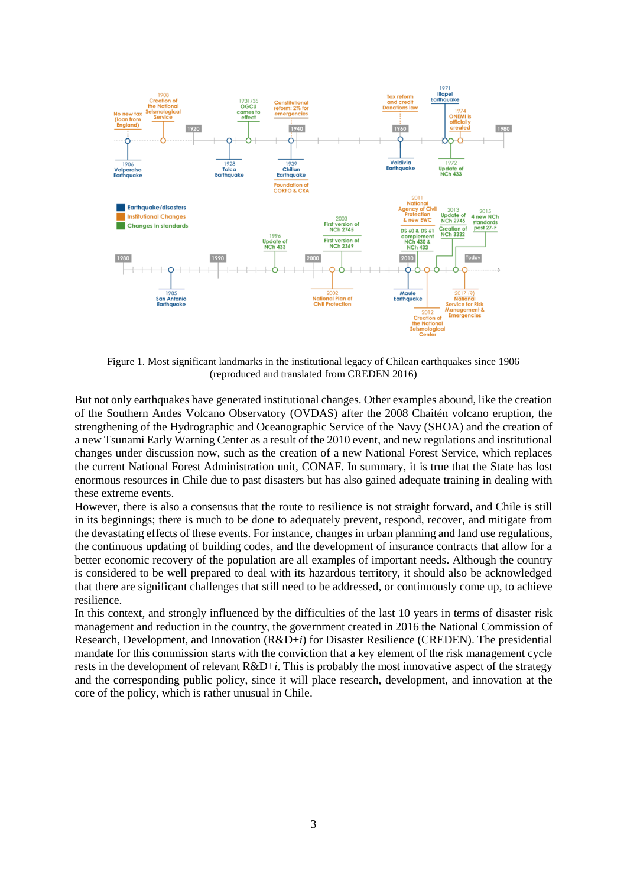Figure 1. Most significant landmarks in the institutional legacy of Chilean earthquakes since 1906 (reproduced and translated from CREDEN 2016)

But not only earthquakes have generated institutional changes. Other examples abound, like the creation of the Southern Andes Volcano Observatory (OVDAS) after the 2008 Chaitén volcano eruption, the strengthening of the Hydrographic and Oceanographic Service of the Navy (SHOA) and the creation of a new Tsunami Early Warning Center as a result of the 2010 event, and new regulations and institutional changes under discussion now, such as the creation of a new National Forest Service, which replaces the current National Forest Administration unit, CONAF. In summary, it is true that the State has lost enormous resources in Chile due to past disasters but has also gained adequate training in dealing with these extreme events.

However, there is also a consensus that the route to resilience is not straight forward, and Chile is still in its beginnings; there is much to be done to adequately prevent, respond, recover, and mitigate from the devastating effects of these events. For instance, changes in urban planning and land use regulations, the continuous updating of building codes, and the development of insurance contracts that allow for a better economic recovery of the population are all examples of important needs. Although the country is considered to be well prepared to deal with its hazardous territory, it should also be acknowledged that there are significant challenges that still need to be addressed, or continuously come up, to achieve resilience.

In this context, and strongly influenced by the difficulties of the last 10 years in terms of disaster risk management and reduction in the country, the government created in 2016 the National Commission of Research, Development, and Innovation (R&D+*i*) for Disaster Resilience (CREDEN). The presidential mandate for this commission starts with the conviction that a key element of the risk management cycle rests in the development of relevant R&D+*i*. This is probably the most innovative aspect of the strategy and the corresponding public policy, since it will place research, development, and innovation at the core of the policy, which is rather unusual in Chile.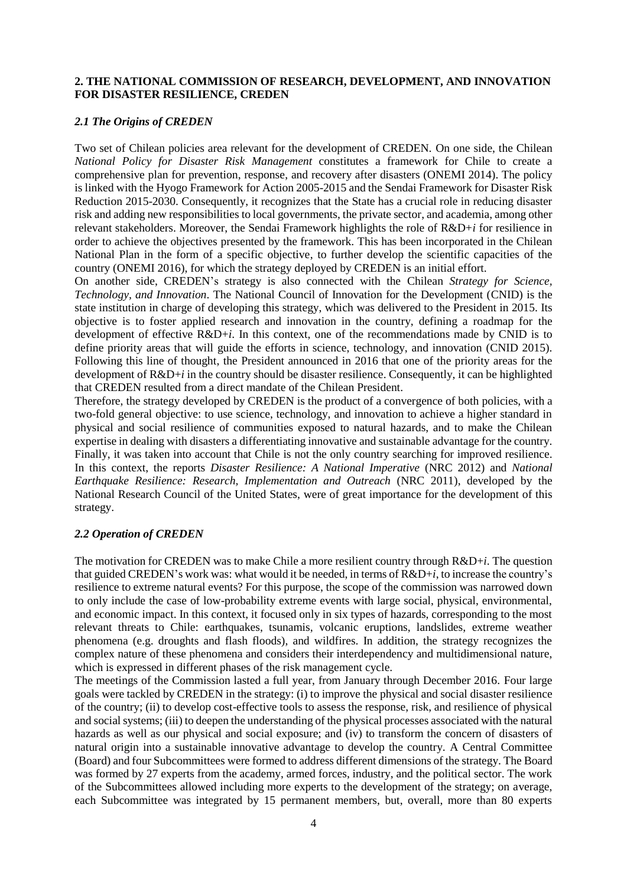## 2. THE NATIONAL COMMISSION OF RESEARCH, DEVELOPMENT, AND INNOVATION FOR DISASTER RESILIENCE, CREDEN

### *2.1 The Origins of CREDEN*

Two set of Chilean policies area relevant for the development of CREDEN. On one side, the Chilean *National Policy for Disaster Risk Management* constitutes a framework for Chile to create a comprehensive plan for prevention, response, and recovery after disasters (ONEMI 2014). The policy is linked with the Hyogo Framework for Action 2005-2015 and the Sendai Framework for Disaster Risk Reduction 2015-2030. Consequently, it recognizes that the State has a crucial role in reducing disaster risk and adding new responsibilities to local governments, the private sector, and academia, among other relevant stakeholders. Moreover, the Sendai Framework highlights the role of R&D+*i* for resilience in order to achieve the objectives presented by the framework. This has been incorporated in the Chilean National Plan in the form of a specific objective, to further develop the scientific capacities of the country (ONEMI 2016), for which the strategy deployed by CREDEN is an initial effort.

On another side, CREDEN's strategy is also connected with the Chilean *Strategy for Science, Technology, and Innovation*. The National Council of Innovation for the Development (CNID) is the state institution in charge of developing this strategy, which was delivered to the President in 2015. Its objective is to foster applied research and innovation in the country, defining a roadmap for the development of effective R&D+*i*. In this context, one of the recommendations made by CNID is to define priority areas that will guide the efforts in science, technology, and innovation (CNID 2015). Following this line of thought, the President announced in 2016 that one of the priority areas for the development of R&D+*i* in the country should be disaster resilience. Consequently, it can be highlighted that CREDEN resulted from a direct mandate of the Chilean President.

Therefore, the strategy developed by CREDEN is the product of a convergence of both policies, with a two-fold general objective: to use science, technology, and innovation to achieve a higher standard in physical and social resilience of communities exposed to natural hazards, and to make the Chilean expertise in dealing with disasters a differentiating innovative and sustainable advantage for the country. Finally, it was taken into account that Chile is not the only country searching for improved resilience. In this context, the reports *Disaster Resilience: A National Imperative* (NRC 2012) and *National Earthquake Resilience: Research, Implementation and Outreach* (NRC 2011), developed by the National Research Council of the United States, were of great importance for the development of this strategy.

### *2.2 Operation of CREDEN*

The motivation for CREDEN was to make Chile a more resilient country through R&D+*i*. The question that guided CREDEN's work was: what would it be needed, in terms of R&D+*i*, to increase the country's resilience to extreme natural events? For this purpose, the scope of the commission was narrowed down to only include the case of low-probability extreme events with large social, physical, environmental, and economic impact. In this context, it focused only in six types of hazards, corresponding to the most relevant threats to Chile: earthquakes, tsunamis, volcanic eruptions, landslides, extreme weather phenomena (e.g. droughts and flash floods), and wildfires. In addition, the strategy recognizes the complex nature of these phenomena and considers their interdependency and multidimensional nature, which is expressed in different phases of the risk management cycle.

The meetings of the Commission lasted a full year, from January through December 2016. Four large goals were tackled by CREDEN in the strategy: (i) to improve the physical and social disaster resilience of the country; (ii) to develop cost-effective tools to assess the response, risk, and resilience of physical and social systems; (iii) to deepen the understanding of the physical processes associated with the natural hazards as well as our physical and social exposure; and (iv) to transform the concern of disasters of natural origin into a sustainable innovative advantage to develop the country. A Central Committee (Board) and four Subcommittees were formed to address different dimensions of the strategy. The Board was formed by 27 experts from the academy, armed forces, industry, and the political sector. The work of the Subcommittees allowed including more experts to the development of the strategy; on average, each Subcommittee was integrated by 15 permanent members, but, overall, more than 80 experts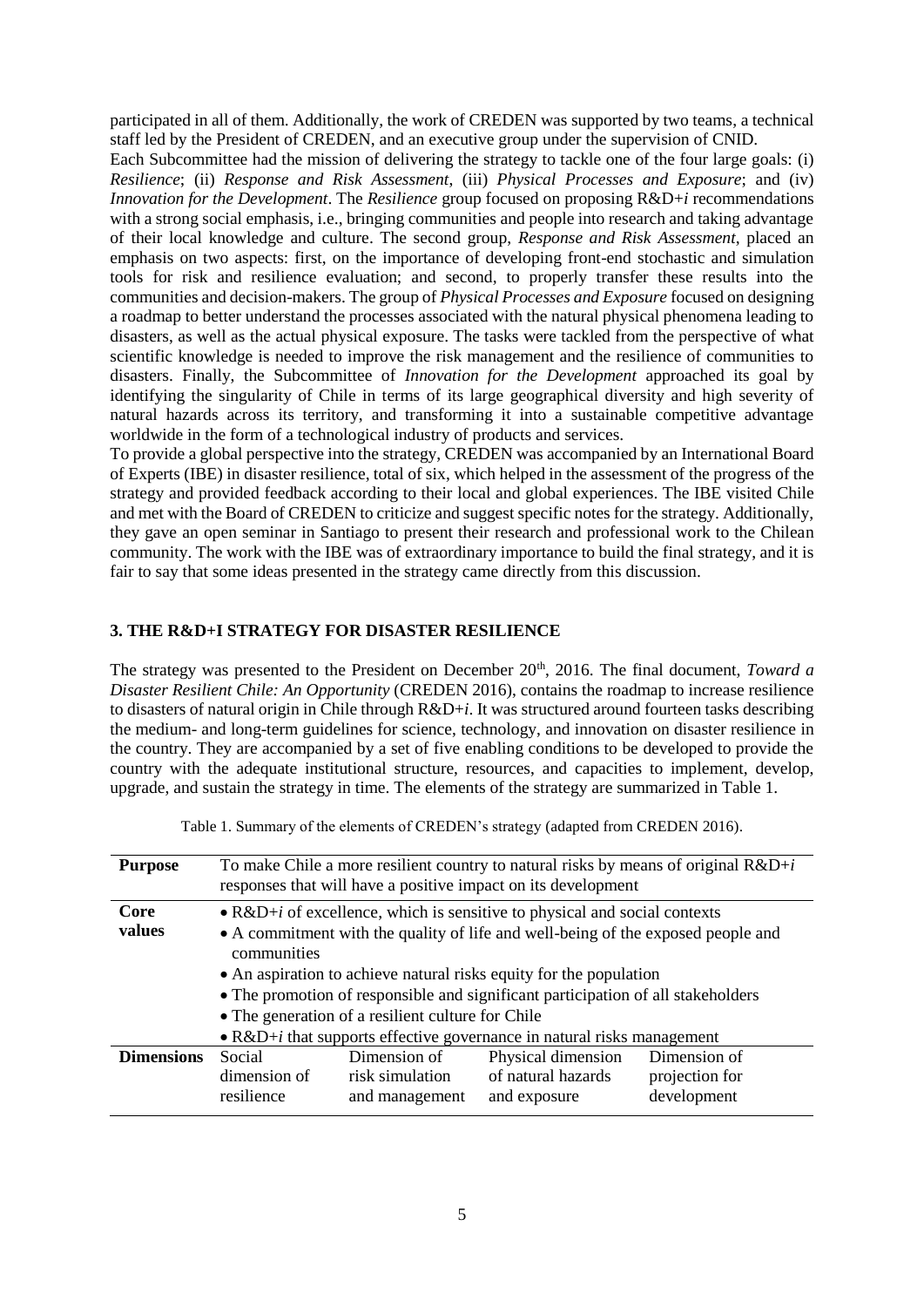participated in all of them. Additionally, the work of CREDEN was supported by two teams, a technical staff led by the President of CREDEN, and an executive group under the supervision of CNID.

Each Subcommittee had the mission of delivering the strategy to tackle one of the four large goals: (i) *Resilience*; (ii) *Response and Risk Assessment*, (iii) *Physical Processes and Exposure*; and (iv) *Innovation for the Development*. The *Resilience* group focused on proposing R&D+*i* recommendations with a strong social emphasis, i.e., bringing communities and people into research and taking advantage of their local knowledge and culture. The second group, *Response and Risk Assessment*, placed an emphasis on two aspects: first, on the importance of developing front-end stochastic and simulation tools for risk and resilience evaluation; and second, to properly transfer these results into the communities and decision-makers. The group of *Physical Processes and Exposure* focused on designing a roadmap to better understand the processes associated with the natural physical phenomena leading to disasters, as well as the actual physical exposure. The tasks were tackled from the perspective of what scientific knowledge is needed to improve the risk management and the resilience of communities to disasters. Finally, the Subcommittee of *Innovation for the Development* approached its goal by identifying the singularity of Chile in terms of its large geographical diversity and high severity of natural hazards across its territory, and transforming it into a sustainable competitive advantage worldwide in the form of a technological industry of products and services.

To provide a global perspective into the strategy, CREDEN was accompanied by an International Board of Experts (IBE) in disaster resilience, total of six, which helped in the assessment of the progress of the strategy and provided feedback according to their local and global experiences. The IBE visited Chile and met with the Board of CREDEN to criticize and suggest specific notes for the strategy. Additionally, they gave an open seminar in Santiago to present their research and professional work to the Chilean community. The work with the IBE was of extraordinary importance to build the final strategy, and it is fair to say that some ideas presented in the strategy came directly from this discussion.

## 3. THE R&D+I STRATEGY FOR DISASTER RESILIENCE

The strategy was presented to the President on December 20th, 2016. The final document, *Toward a Disaster Resilient Chile: An Opportunity* (CREDEN 2016), contains the roadmap to increase resilience to disasters of natural origin in Chile through R&D+*i*. It was structured around fourteen tasks describing the medium- and long-term guidelines for science, technology, and innovation on disaster resilience in the country. They are accompanied by a set of five enabling conditions to be developed to provide the country with the adequate institutional structure, resources, and capacities to implement, develop, upgrade, and sustain the strategy in time. The elements of the strategy are summarized in Table 1.

Table 1. Summary of the elements of CREDEN's strategy (adapted from CREDEN 2016).

| **Purpose** | To make Chile a more resilient country to natural risks by means of original R&D+*i* responses that will have a positive impact on its development | | | |
|---|---|---|---|---|
| **Core values** | • R&D+*i* of excellence, which is sensitive to physical and social contexts<br>• A commitment with the quality of life and well-being of the exposed people and communities<br>• An aspiration to achieve natural risks equity for the population<br>• The promotion of responsible and significant participation of all stakeholders<br>• The generation of a resilient culture for Chile<br>• R&D+*i* that supports effective governance in natural risks management | | | |
| **Dimensions** | Social dimension of resilience | Dimension of risk simulation and management | Physical dimension of natural hazards and exposure | Dimension of projection for development |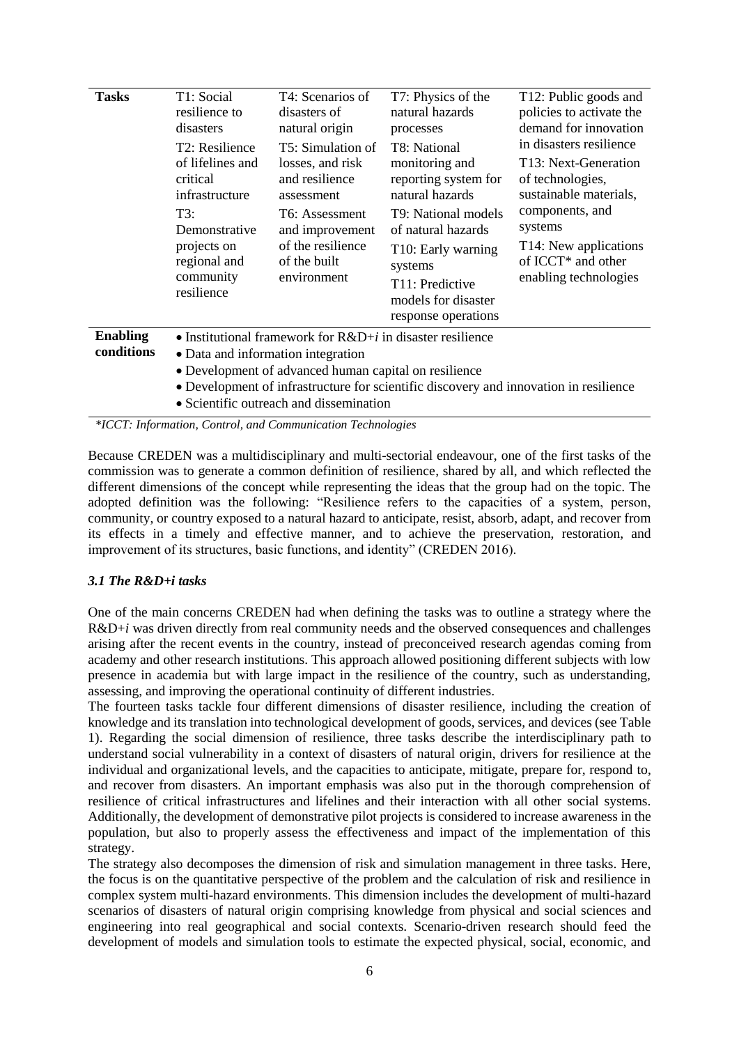| Tasks | T1: Social resilience to disasters<br>T2: Resilience of lifelines and critical infrastructure<br>T3: Demonstrative projects on regional and community resilience | T4: Scenarios of disasters of natural origin<br>T5: Simulation of losses, and risk and resilience assessment<br>T6: Assessment and improvement of the resilience of the built environment | T7: Physics of the natural hazards processes<br>T8: National monitoring and reporting system for natural hazards<br>T9: National models of natural hazards<br>T10: Early warning systems<br>T11: Predictive models for disaster response operations | T12: Public goods and policies to activate the demand for innovation in disasters resilience<br>T13: Next-Generation of technologies, sustainable materials, components, and systems<br>T14: New applications of ICCT* and other enabling technologies |
|---|---|---|---|---|
| **Enabling conditions** | • Institutional framework for R&D+*i* in disaster resilience<br>• Data and information integration<br>• Development of advanced human capital on resilience<br>• Development of infrastructure for scientific discovery and innovation in resilience<br>• Scientific outreach and dissemination | | | |

*\*ICCT: Information, Control, and Communication Technologies*

Because CREDEN was a multidisciplinary and multi-sectorial endeavour, one of the first tasks of the commission was to generate a common definition of resilience, shared by all, and which reflected the different dimensions of the concept while representing the ideas that the group had on the topic. The adopted definition was the following: "Resilience refers to the capacities of a system, person, community, or country exposed to a natural hazard to anticipate, resist, absorb, adapt, and recover from its effects in a timely and effective manner, and to achieve the preservation, restoration, and improvement of its structures, basic functions, and identity" (CREDEN 2016).

### *3.1 The R&D+i tasks*

One of the main concerns CREDEN had when defining the tasks was to outline a strategy where the R&D+*i* was driven directly from real community needs and the observed consequences and challenges arising after the recent events in the country, instead of preconceived research agendas coming from academy and other research institutions. This approach allowed positioning different subjects with low presence in academia but with large impact in the resilience of the country, such as understanding, assessing, and improving the operational continuity of different industries.

The fourteen tasks tackle four different dimensions of disaster resilience, including the creation of knowledge and its translation into technological development of goods, services, and devices (see Table 1). Regarding the social dimension of resilience, three tasks describe the interdisciplinary path to understand social vulnerability in a context of disasters of natural origin, drivers for resilience at the individual and organizational levels, and the capacities to anticipate, mitigate, prepare for, respond to, and recover from disasters. An important emphasis was also put in the thorough comprehension of resilience of critical infrastructures and lifelines and their interaction with all other social systems. Additionally, the development of demonstrative pilot projects is considered to increase awareness in the population, but also to properly assess the effectiveness and impact of the implementation of this strategy.

The strategy also decomposes the dimension of risk and simulation management in three tasks. Here, the focus is on the quantitative perspective of the problem and the calculation of risk and resilience in complex system multi-hazard environments. This dimension includes the development of multi-hazard scenarios of disasters of natural origin comprising knowledge from physical and social sciences and engineering into real geographical and social contexts. Scenario-driven research should feed the development of models and simulation tools to estimate the expected physical, social, economic, and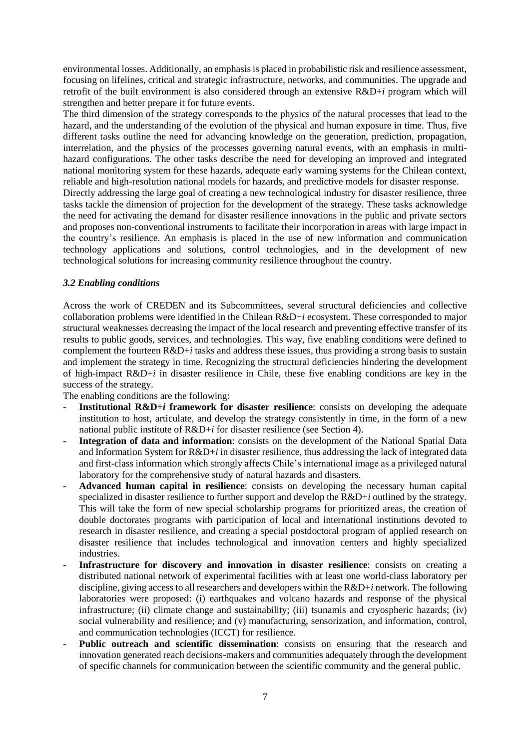environmental losses. Additionally, an emphasis is placed in probabilistic risk and resilience assessment, focusing on lifelines, critical and strategic infrastructure, networks, and communities. The upgrade and retrofit of the built environment is also considered through an extensive R&D+*i* program which will strengthen and better prepare it for future events.

The third dimension of the strategy corresponds to the physics of the natural processes that lead to the hazard, and the understanding of the evolution of the physical and human exposure in time. Thus, five different tasks outline the need for advancing knowledge on the generation, prediction, propagation, interrelation, and the physics of the processes governing natural events, with an emphasis in multi-hazard configurations. The other tasks describe the need for developing an improved and integrated national monitoring system for these hazards, adequate early warning systems for the Chilean context, reliable and high-resolution national models for hazards, and predictive models for disaster response.

Directly addressing the large goal of creating a new technological industry for disaster resilience, three tasks tackle the dimension of projection for the development of the strategy. These tasks acknowledge the need for activating the demand for disaster resilience innovations in the public and private sectors and proposes non-conventional instruments to facilitate their incorporation in areas with large impact in the country's resilience. An emphasis is placed in the use of new information and communication technology applications and solutions, control technologies, and in the development of new technological solutions for increasing community resilience throughout the country.

### *3.2 Enabling conditions*

Across the work of CREDEN and its Subcommittees, several structural deficiencies and collective collaboration problems were identified in the Chilean R&D+*i* ecosystem. These corresponded to major structural weaknesses decreasing the impact of the local research and preventing effective transfer of its results to public goods, services, and technologies. This way, five enabling conditions were defined to complement the fourteen R&D+*i* tasks and address these issues, thus providing a strong basis to sustain and implement the strategy in time. Recognizing the structural deficiencies hindering the development of high-impact R&D+*i* in disaster resilience in Chile, these five enabling conditions are key in the success of the strategy.

The enabling conditions are the following:

- **Institutional R&D+*i* framework for disaster resilience**: consists on developing the adequate institution to host, articulate, and develop the strategy consistently in time, in the form of a new national public institute of R&D+*i* for disaster resilience (see Section 4).
- **Integration of data and information**: consists on the development of the National Spatial Data and Information System for R&D+*i* in disaster resilience, thus addressing the lack of integrated data and first-class information which strongly affects Chile's international image as a privileged natural laboratory for the comprehensive study of natural hazards and disasters.
- **Advanced human capital in resilience**: consists on developing the necessary human capital specialized in disaster resilience to further support and develop the R&D+*i* outlined by the strategy. This will take the form of new special scholarship programs for prioritized areas, the creation of double doctorates programs with participation of local and international institutions devoted to research in disaster resilience, and creating a special postdoctoral program of applied research on disaster resilience that includes technological and innovation centers and highly specialized industries.
- **Infrastructure for discovery and innovation in disaster resilience**: consists on creating a distributed national network of experimental facilities with at least one world-class laboratory per discipline, giving access to all researchers and developers within the R&D+*i* network. The following laboratories were proposed: (i) earthquakes and volcano hazards and response of the physical infrastructure; (ii) climate change and sustainability; (iii) tsunamis and cryospheric hazards; (iv) social vulnerability and resilience; and (v) manufacturing, sensorization, and information, control, and communication technologies (ICCT) for resilience.
- **Public outreach and scientific dissemination**: consists on ensuring that the research and innovation generated reach decisions-makers and communities adequately through the development of specific channels for communication between the scientific community and the general public.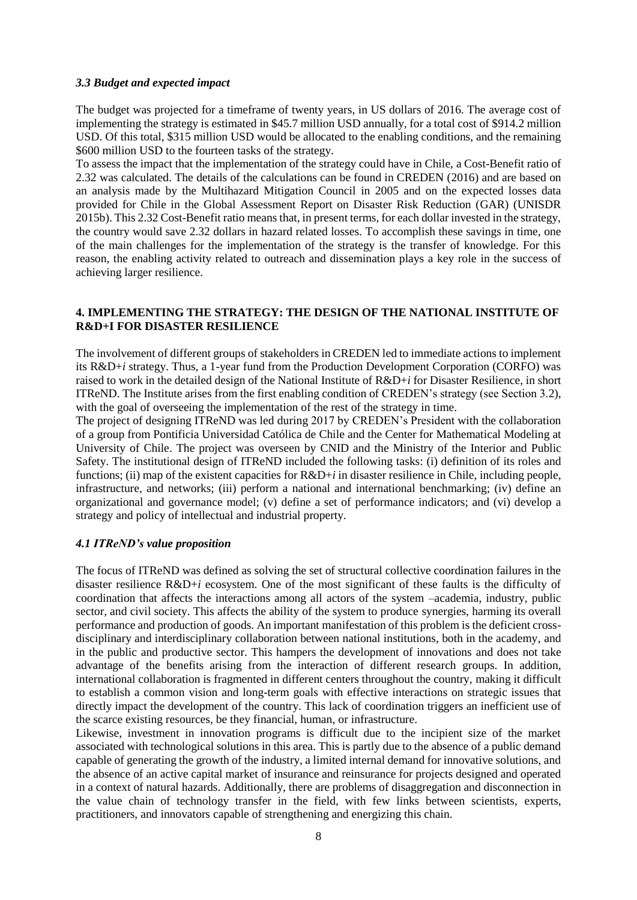### *3.3 Budget and expected impact*

The budget was projected for a timeframe of twenty years, in US dollars of 2016. The average cost of implementing the strategy is estimated in $45.7 million USD annually, for a total cost of $914.2 million USD. Of this total, $315 million USD would be allocated to the enabling conditions, and the remaining $600 million USD to the fourteen tasks of the strategy.

To assess the impact that the implementation of the strategy could have in Chile, a Cost-Benefit ratio of 2.32 was calculated. The details of the calculations can be found in CREDEN (2016) and are based on an analysis made by the Multihazard Mitigation Council in 2005 and on the expected losses data provided for Chile in the Global Assessment Report on Disaster Risk Reduction (GAR) (UNISDR 2015b). This 2.32 Cost-Benefit ratio means that, in present terms, for each dollar invested in the strategy, the country would save 2.32 dollars in hazard related losses. To accomplish these savings in time, one of the main challenges for the implementation of the strategy is the transfer of knowledge. For this reason, the enabling activity related to outreach and dissemination plays a key role in the success of achieving larger resilience.

## 4. IMPLEMENTING THE STRATEGY: THE DESIGN OF THE NATIONAL INSTITUTE OF R&D+I FOR DISASTER RESILIENCE

The involvement of different groups of stakeholders in CREDEN led to immediate actions to implement its R&D+*i* strategy. Thus, a 1-year fund from the Production Development Corporation (CORFO) was raised to work in the detailed design of the National Institute of R&D+*i* for Disaster Resilience, in short ITReND. The Institute arises from the first enabling condition of CREDEN's strategy (see Section 3.2), with the goal of overseeing the implementation of the rest of the strategy in time.

The project of designing ITReND was led during 2017 by CREDEN's President with the collaboration of a group from Pontificia Universidad Católica de Chile and the Center for Mathematical Modeling at University of Chile. The project was overseen by CNID and the Ministry of the Interior and Public Safety. The institutional design of ITReND included the following tasks: (i) definition of its roles and functions; (ii) map of the existent capacities for R&D+*i* in disaster resilience in Chile, including people, infrastructure, and networks; (iii) perform a national and international benchmarking; (iv) define an organizational and governance model; (v) define a set of performance indicators; and (vi) develop a strategy and policy of intellectual and industrial property.

### *4.1 ITReND's value proposition*

The focus of ITReND was defined as solving the set of structural collective coordination failures in the disaster resilience R&D+*i* ecosystem. One of the most significant of these faults is the difficulty of coordination that affects the interactions among all actors of the system –academia, industry, public sector, and civil society. This affects the ability of the system to produce synergies, harming its overall performance and production of goods. An important manifestation of this problem is the deficient cross-disciplinary and interdisciplinary collaboration between national institutions, both in the academy, and in the public and productive sector. This hampers the development of innovations and does not take advantage of the benefits arising from the interaction of different research groups. In addition, international collaboration is fragmented in different centers throughout the country, making it difficult to establish a common vision and long-term goals with effective interactions on strategic issues that directly impact the development of the country. This lack of coordination triggers an inefficient use of the scarce existing resources, be they financial, human, or infrastructure.

Likewise, investment in innovation programs is difficult due to the incipient size of the market associated with technological solutions in this area. This is partly due to the absence of a public demand capable of generating the growth of the industry, a limited internal demand for innovative solutions, and the absence of an active capital market of insurance and reinsurance for projects designed and operated in a context of natural hazards. Additionally, there are problems of disaggregation and disconnection in the value chain of technology transfer in the field, with few links between scientists, experts, practitioners, and innovators capable of strengthening and energizing this chain.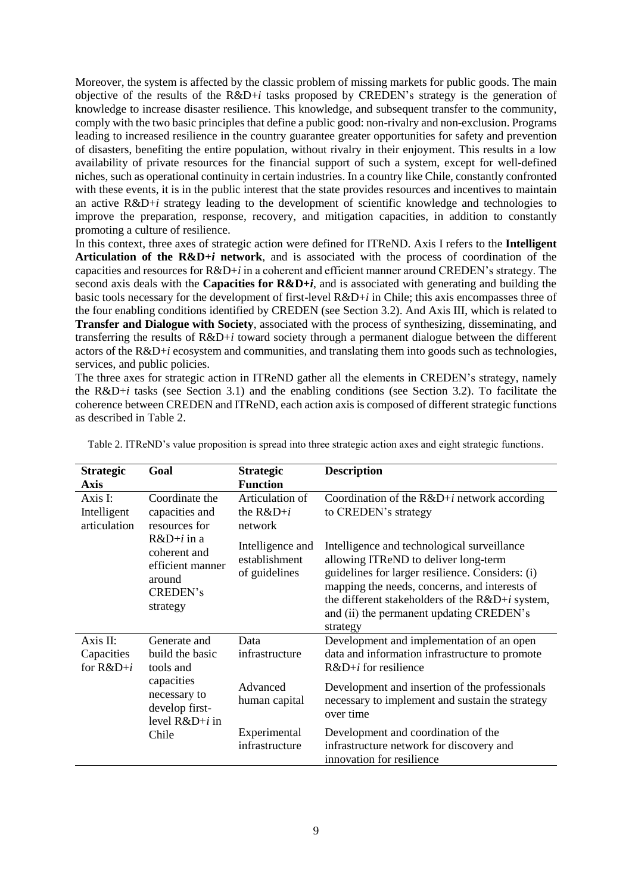Moreover, the system is affected by the classic problem of missing markets for public goods. The main objective of the results of the R&D+*i* tasks proposed by CREDEN's strategy is the generation of knowledge to increase disaster resilience. This knowledge, and subsequent transfer to the community, comply with the two basic principles that define a public good: non-rivalry and non-exclusion. Programs leading to increased resilience in the country guarantee greater opportunities for safety and prevention of disasters, benefiting the entire population, without rivalry in their enjoyment. This results in a low availability of private resources for the financial support of such a system, except for well-defined niches, such as operational continuity in certain industries. In a country like Chile, constantly confronted with these events, it is in the public interest that the state provides resources and incentives to maintain an active R&D+*i* strategy leading to the development of scientific knowledge and technologies to improve the preparation, response, recovery, and mitigation capacities, in addition to constantly promoting a culture of resilience.

In this context, three axes of strategic action were defined for ITReND. Axis I refers to the **Intelligent Articulation of the R&D+*i* network**, and is associated with the process of coordination of the capacities and resources for R&D+*i* in a coherent and efficient manner around CREDEN's strategy. The second axis deals with the **Capacities for R&D+*i***, and is associated with generating and building the basic tools necessary for the development of first-level R&D+*i* in Chile; this axis encompasses three of the four enabling conditions identified by CREDEN (see Section 3.2). And Axis III, which is related to **Transfer and Dialogue with Society**, associated with the process of synthesizing, disseminating, and transferring the results of R&D+*i* toward society through a permanent dialogue between the different actors of the R&D+*i* ecosystem and communities, and translating them into goods such as technologies, services, and public policies.

The three axes for strategic action in ITReND gather all the elements in CREDEN's strategy, namely the R&D+*i* tasks (see Section 3.1) and the enabling conditions (see Section 3.2). To facilitate the coherence between CREDEN and ITReND, each action axis is composed of different strategic functions as described in Table 2.

Table 2. ITReND's value proposition is spread into three strategic action axes and eight strategic functions.

| Strategic Axis | Goal | Strategic Function | Description |
|---|---|---|---|
| Axis I: Intelligent articulation | Coordinate the capacities and resources for R&D+*i* in a coherent and efficient manner around CREDEN's strategy | Articulation of the R&D+*i* network | Coordination of the R&D+*i* network according to CREDEN's strategy |
| | | Intelligence and establishment of guidelines | Intelligence and technological surveillance allowing ITReND to deliver long-term guidelines for larger resilience. Considers: (i) mapping the needs, concerns, and interests of the different stakeholders of the R&D+*i* system, and (ii) the permanent updating CREDEN's strategy |
| Axis II: Capacities for R&D+*i* | Generate and build the basic tools and capacities necessary to develop first-level R&D+*i* in Chile | Data infrastructure | Development and implementation of an open data and information infrastructure to promote R&D+*i* for resilience |
| | | Advanced human capital | Development and insertion of the professionals necessary to implement and sustain the strategy over time |
| | | Experimental infrastructure | Development and coordination of the infrastructure network for discovery and innovation for resilience |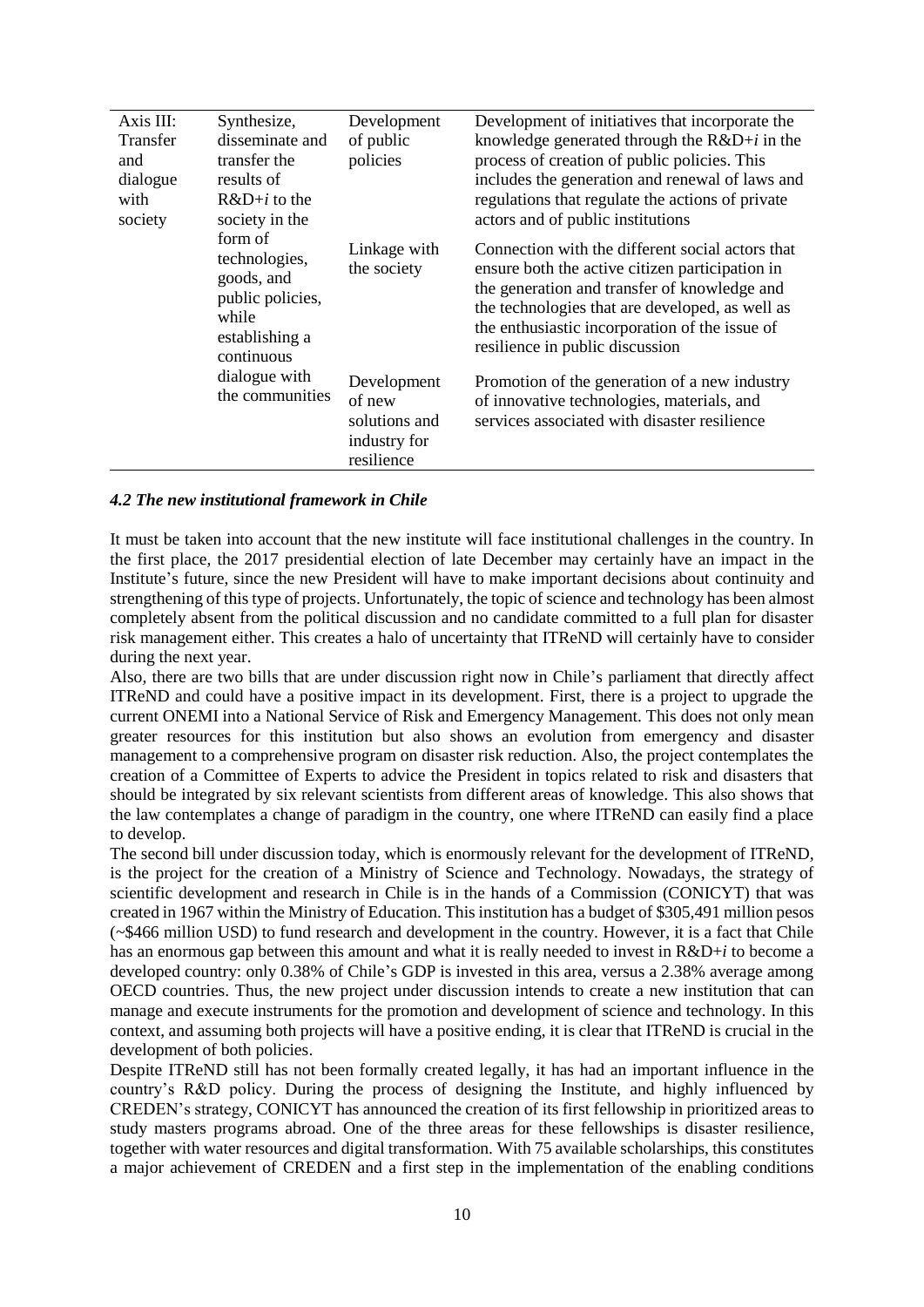| Axis III: Transfer and dialogue with society | Synthesize, disseminate and transfer the results of R&D+*i* to the society in the form of technologies, goods, and public policies, while establishing a continuous dialogue with the communities | Development of public policies | Development of initiatives that incorporate the knowledge generated through the R&D+*i* in the process of creation of public policies. This includes the generation and renewal of laws and regulations that regulate the actions of private actors and of public institutions |
|---|---|---|---|
| | | Linkage with the society | Connection with the different social actors that ensure both the active citizen participation in the generation and transfer of knowledge and the technologies that are developed, as well as the enthusiastic incorporation of the issue of resilience in public discussion |
| | | Development of new solutions and industry for resilience | Promotion of the generation of a new industry of innovative technologies, materials, and services associated with disaster resilience |

### *4.2 The new institutional framework in Chile*

It must be taken into account that the new institute will face institutional challenges in the country. In the first place, the 2017 presidential election of late December may certainly have an impact in the Institute's future, since the new President will have to make important decisions about continuity and strengthening of this type of projects. Unfortunately, the topic of science and technology has been almost completely absent from the political discussion and no candidate committed to a full plan for disaster risk management either. This creates a halo of uncertainty that ITReND will certainly have to consider during the next year.

Also, there are two bills that are under discussion right now in Chile's parliament that directly affect ITReND and could have a positive impact in its development. First, there is a project to upgrade the current ONEMI into a National Service of Risk and Emergency Management. This does not only mean greater resources for this institution but also shows an evolution from emergency and disaster management to a comprehensive program on disaster risk reduction. Also, the project contemplates the creation of a Committee of Experts to advice the President in topics related to risk and disasters that should be integrated by six relevant scientists from different areas of knowledge. This also shows that the law contemplates a change of paradigm in the country, one where ITReND can easily find a place to develop.

The second bill under discussion today, which is enormously relevant for the development of ITReND, is the project for the creation of a Ministry of Science and Technology. Nowadays, the strategy of scientific development and research in Chile is in the hands of a Commission (CONICYT) that was created in 1967 within the Ministry of Education. This institution has a budget of $305,491 million pesos (~$466 million USD) to fund research and development in the country. However, it is a fact that Chile has an enormous gap between this amount and what it is really needed to invest in R&D+*i* to become a developed country: only 0.38% of Chile's GDP is invested in this area, versus a 2.38% average among OECD countries. Thus, the new project under discussion intends to create a new institution that can manage and execute instruments for the promotion and development of science and technology. In this context, and assuming both projects will have a positive ending, it is clear that ITReND is crucial in the development of both policies.

Despite ITReND still has not been formally created legally, it has had an important influence in the country's R&D policy. During the process of designing the Institute, and highly influenced by CREDEN's strategy, CONICYT has announced the creation of its first fellowship in prioritized areas to study masters programs abroad. One of the three areas for these fellowships is disaster resilience, together with water resources and digital transformation. With 75 available scholarships, this constitutes a major achievement of CREDEN and a first step in the implementation of the enabling conditions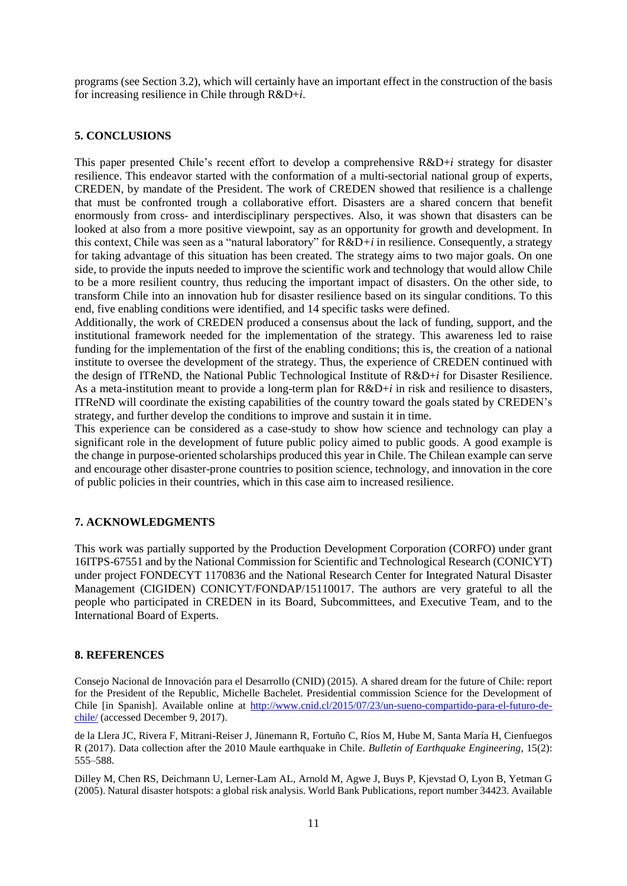programs (see Section 3.2), which will certainly have an important effect in the construction of the basis for increasing resilience in Chile through R&D+*i*.

## 5. CONCLUSIONS

This paper presented Chile's recent effort to develop a comprehensive R&D+*i* strategy for disaster resilience. This endeavor started with the conformation of a multi-sectorial national group of experts, CREDEN, by mandate of the President. The work of CREDEN showed that resilience is a challenge that must be confronted trough a collaborative effort. Disasters are a shared concern that benefit enormously from cross- and interdisciplinary perspectives. Also, it was shown that disasters can be looked at also from a more positive viewpoint, say as an opportunity for growth and development. In this context, Chile was seen as a "natural laboratory" for R&D+*i* in resilience. Consequently, a strategy for taking advantage of this situation has been created. The strategy aims to two major goals. On one side, to provide the inputs needed to improve the scientific work and technology that would allow Chile to be a more resilient country, thus reducing the important impact of disasters. On the other side, to transform Chile into an innovation hub for disaster resilience based on its singular conditions. To this end, five enabling conditions were identified, and 14 specific tasks were defined.

Additionally, the work of CREDEN produced a consensus about the lack of funding, support, and the institutional framework needed for the implementation of the strategy. This awareness led to raise funding for the implementation of the first of the enabling conditions; this is, the creation of a national institute to oversee the development of the strategy. Thus, the experience of CREDEN continued with the design of ITReND, the National Public Technological Institute of R&D+*i* for Disaster Resilience. As a meta-institution meant to provide a long-term plan for R&D+*i* in risk and resilience to disasters, ITReND will coordinate the existing capabilities of the country toward the goals stated by CREDEN's strategy, and further develop the conditions to improve and sustain it in time.

This experience can be considered as a case-study to show how science and technology can play a significant role in the development of future public policy aimed to public goods. A good example is the change in purpose-oriented scholarships produced this year in Chile. The Chilean example can serve and encourage other disaster-prone countries to position science, technology, and innovation in the core of public policies in their countries, which in this case aim to increased resilience.

## 7. ACKNOWLEDGMENTS

This work was partially supported by the Production Development Corporation (CORFO) under grant 16ITPS-67551 and by the National Commission for Scientific and Technological Research (CONICYT) under project FONDECYT 1170836 and the National Research Center for Integrated Natural Disaster Management (CIGIDEN) CONICYT/FONDAP/15110017. The authors are very grateful to all the people who participated in CREDEN in its Board, Subcommittees, and Executive Team, and to the International Board of Experts.

## 8. REFERENCES

Consejo Nacional de Innovación para el Desarrollo (CNID) (2015). A shared dream for the future of Chile: report for the President of the Republic, Michelle Bachelet. Presidential commission Science for the Development of Chile [in Spanish]. Available online at http://www.cnid.cl/2015/07/23/un-sueno-compartido-para-el-futuro-de-chile/ (accessed December 9, 2017).

de la Llera JC, Rivera F, Mitrani-Reiser J, Jünemann R, Fortuño C, Ríos M, Hube M, Santa María H, Cienfuegos R (2017). Data collection after the 2010 Maule earthquake in Chile. *Bulletin of Earthquake Engineering*, 15(2): 555–588.

Dilley M, Chen RS, Deichmann U, Lerner-Lam AL, Arnold M, Agwe J, Buys P, Kjevstad O, Lyon B, Yetman G (2005). Natural disaster hotspots: a global risk analysis. World Bank Publications, report number 34423. Available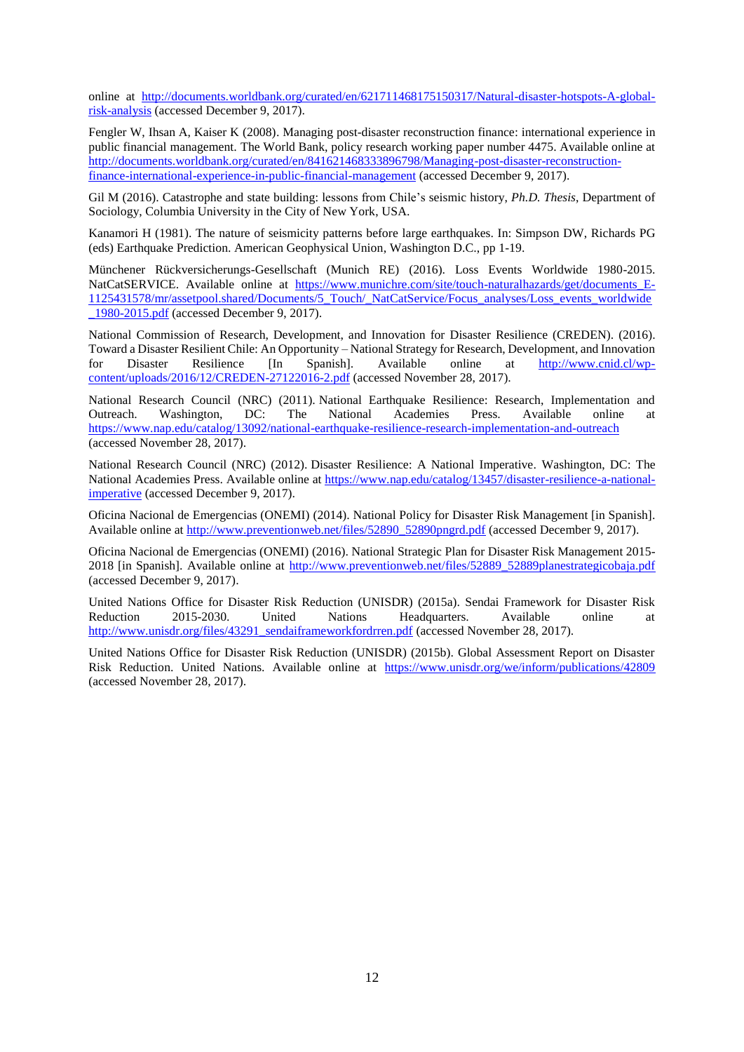online at http://documents.worldbank.org/curated/en/621711468175150317/Natural-disaster-hotspots-A-global-risk-analysis (accessed December 9, 2017).

Fengler W, Ihsan A, Kaiser K (2008). Managing post-disaster reconstruction finance: international experience in public financial management. The World Bank, policy research working paper number 4475. Available online at http://documents.worldbank.org/curated/en/841621468333896798/Managing-post-disaster-reconstruction-finance-international-experience-in-public-financial-management (accessed December 9, 2017).

Gil M (2016). Catastrophe and state building: lessons from Chile's seismic history, *Ph.D. Thesis*, Department of Sociology, Columbia University in the City of New York, USA.

Kanamori H (1981). The nature of seismicity patterns before large earthquakes. In: Simpson DW, Richards PG (eds) Earthquake Prediction. American Geophysical Union, Washington D.C., pp 1-19.

Münchener Rückversicherungs-Gesellschaft (Munich RE) (2016). Loss Events Worldwide 1980-2015. NatCatSERVICE. Available online at https://www.munichre.com/site/touch-naturalhazards/get/documents_E-1125431578/mr/assetpool.shared/Documents/5_Touch/_NatCatService/Focus_analyses/Loss_events_worldwide_1980-2015.pdf (accessed December 9, 2017).

National Commission of Research, Development, and Innovation for Disaster Resilience (CREDEN). (2016). Toward a Disaster Resilient Chile: An Opportunity – National Strategy for Research, Development, and Innovation for Disaster Resilience [In Spanish]. Available online at http://www.cnid.cl/wp-content/uploads/2016/12/CREDEN-27122016-2.pdf (accessed November 28, 2017).

National Research Council (NRC) (2011). National Earthquake Resilience: Research, Implementation and Outreach. Washington, DC: The National Academies Press. Available online at https://www.nap.edu/catalog/13092/national-earthquake-resilience-research-implementation-and-outreach (accessed November 28, 2017).

National Research Council (NRC) (2012). Disaster Resilience: A National Imperative. Washington, DC: The National Academies Press. Available online at https://www.nap.edu/catalog/13457/disaster-resilience-a-national-imperative (accessed December 9, 2017).

Oficina Nacional de Emergencias (ONEMI) (2014). National Policy for Disaster Risk Management [in Spanish]. Available online at http://www.preventionweb.net/files/52890_52890pngrd.pdf (accessed December 9, 2017).

Oficina Nacional de Emergencias (ONEMI) (2016). National Strategic Plan for Disaster Risk Management 2015-2018 [in Spanish]. Available online at http://www.preventionweb.net/files/52889_52889planestrategicobaja.pdf (accessed December 9, 2017).

United Nations Office for Disaster Risk Reduction (UNISDR) (2015a). Sendai Framework for Disaster Risk Reduction 2015-2030. United Nations Headquarters. Available online at http://www.unisdr.org/files/43291_sendaiframeworkfordrren.pdf (accessed November 28, 2017).

United Nations Office for Disaster Risk Reduction (UNISDR) (2015b). Global Assessment Report on Disaster Risk Reduction. United Nations. Available online at https://www.unisdr.org/we/inform/publications/42809 (accessed November 28, 2017).